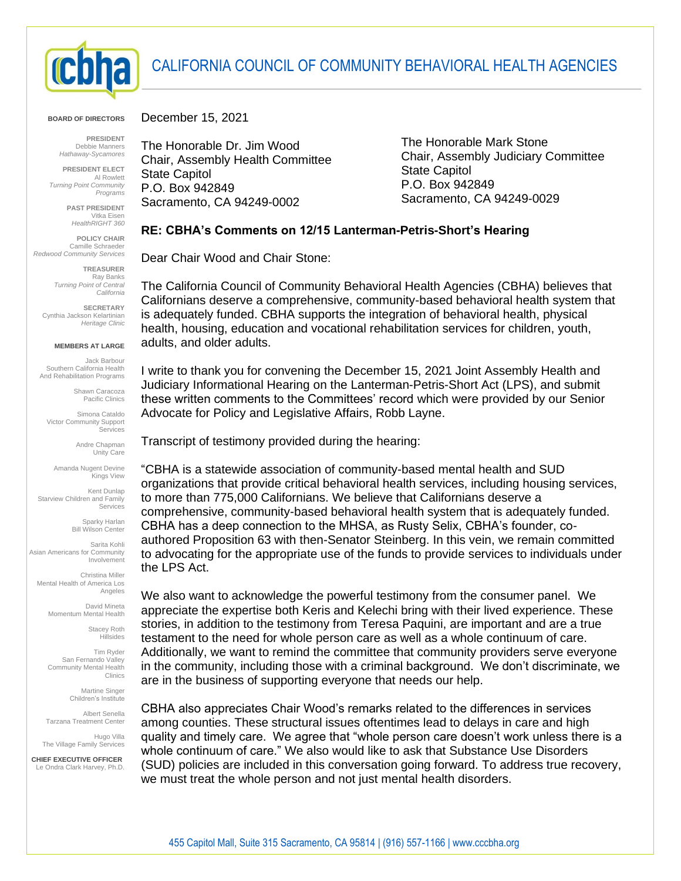# CALIFORNIA COUNCIL OF COMMUNITY BEHAVIORAL HEALTH AGENCIES

**BOARD OF DIRECTORS**

**PRESIDENT**
Debbie Manners
*Hathaway-Sycamores*

**PRESIDENT ELECT**
Al Rowlett
*Turning Point Community Programs*

**PAST PRESIDENT**
Vitka Eisen
*HealthRIGHT 360*

**POLICY CHAIR**
Camille Schraeder
*Redwood Community Services*

**TREASURER**
Ray Banks
*Turning Point of Central California*

**SECRETARY**
Cynthia Jackson Kelartinian
*Heritage Clinic*

**MEMBERS AT LARGE**

Jack Barbour
Southern California Health And Rehabilitation Programs

Shawn Caracoza
Pacific Clinics

Simona Cataldo
Victor Community Support Services

Andre Chapman
Unity Care

Amanda Nugent Devine
Kings View

Kent Dunlap
Starview Children and Family Services

Sparky Harlan
Bill Wilson Center

Sarita Kohli
Asian Americans for Community Involvement

Christina Miller
Mental Health of America Los Angeles

David Mineta
Momentum Mental Health

Stacey Roth
Hillsides

Tim Ryder
San Fernando Valley Community Mental Health Clinics

Martine Singer
Children's Institute

Albert Senella
Tarzana Treatment Center

Hugo Villa
The Village Family Services

**CHIEF EXECUTIVE OFFICER**
Le Ondra Clark Harvey, Ph.D.

---

December 15, 2021

The Honorable Dr. Jim Wood
Chair, Assembly Health Committee
State Capitol
P.O. Box 942849
Sacramento, CA 94249-0002

The Honorable Mark Stone
Chair, Assembly Judiciary Committee
State Capitol
P.O. Box 942849
Sacramento, CA 94249-0029

**RE: CBHA's Comments on 12/15 Lanterman-Petris-Short's Hearing**

Dear Chair Wood and Chair Stone:

The California Council of Community Behavioral Health Agencies (CBHA) believes that Californians deserve a comprehensive, community-based behavioral health system that is adequately funded. CBHA supports the integration of behavioral health, physical health, housing, education and vocational rehabilitation services for children, youth, adults, and older adults.

I write to thank you for convening the December 15, 2021 Joint Assembly Health and Judiciary Informational Hearing on the Lanterman-Petris-Short Act (LPS), and submit these written comments to the Committees' record which were provided by our Senior Advocate for Policy and Legislative Affairs, Robb Layne.

Transcript of testimony provided during the hearing:

"CBHA is a statewide association of community-based mental health and SUD organizations that provide critical behavioral health services, including housing services, to more than 775,000 Californians. We believe that Californians deserve a comprehensive, community-based behavioral health system that is adequately funded. CBHA has a deep connection to the MHSA, as Rusty Selix, CBHA's founder, co-authored Proposition 63 with then-Senator Steinberg. In this vein, we remain committed to advocating for the appropriate use of the funds to provide services to individuals under the LPS Act.

We also want to acknowledge the powerful testimony from the consumer panel. We appreciate the expertise both Keris and Kelechi bring with their lived experience. These stories, in addition to the testimony from Teresa Paquini, are important and are a true testament to the need for whole person care as well as a whole continuum of care. Additionally, we want to remind the committee that community providers serve everyone in the community, including those with a criminal background. We don't discriminate, we are in the business of supporting everyone that needs our help.

CBHA also appreciates Chair Wood's remarks related to the differences in services among counties. These structural issues oftentimes lead to delays in care and high quality and timely care. We agree that "whole person care doesn't work unless there is a whole continuum of care." We also would like to ask that Substance Use Disorders (SUD) policies are included in this conversation going forward. To address true recovery, we must treat the whole person and not just mental health disorders.

455 Capitol Mall, Suite 315 Sacramento, CA 95814 | (916) 557-1166 | www.cccbha.org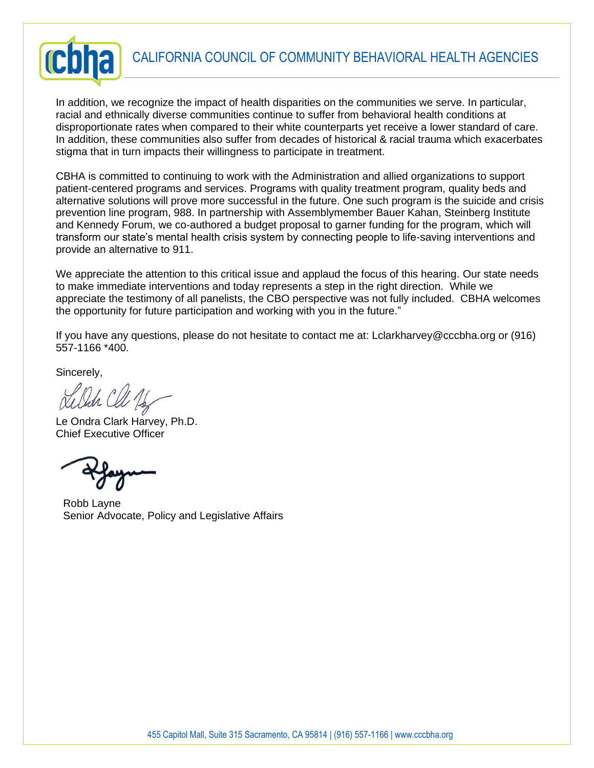In addition, we recognize the impact of health disparities on the communities we serve. In particular, racial and ethnically diverse communities continue to suffer from behavioral health conditions at disproportionate rates when compared to their white counterparts yet receive a lower standard of care. In addition, these communities also suffer from decades of historical & racial trauma which exacerbates stigma that in turn impacts their willingness to participate in treatment.

CBHA is committed to continuing to work with the Administration and allied organizations to support patient-centered programs and services. Programs with quality treatment program, quality beds and alternative solutions will prove more successful in the future. One such program is the suicide and crisis prevention line program, 988. In partnership with Assemblymember Bauer Kahan, Steinberg Institute and Kennedy Forum, we co-authored a budget proposal to garner funding for the program, which will transform our state's mental health crisis system by connecting people to life-saving interventions and provide an alternative to 911.

We appreciate the attention to this critical issue and applaud the focus of this hearing. Our state needs to make immediate interventions and today represents a step in the right direction. While we appreciate the testimony of all panelists, the CBO perspective was not fully included. CBHA welcomes the opportunity for future participation and working with you in the future."

If you have any questions, please do not hesitate to contact me at: Lclarkharvey@cccbha.org or (916) 557-1166 *400.

Sincerely,

Le Ondra Clark Harvey, Ph.D.
Chief Executive Officer

Robb Layne
Senior Advocate, Policy and Legislative Affairs